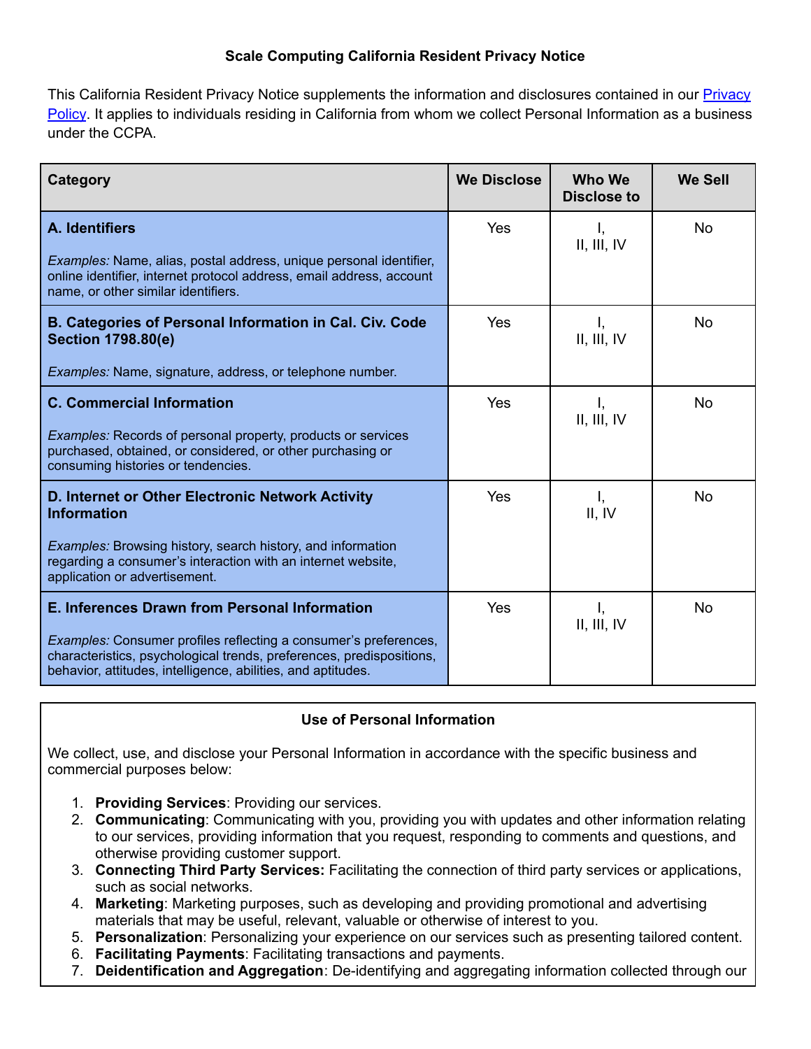# Scale Computing California Resident Privacy Notice

This California Resident Privacy Notice supplements the information and disclosures contained in our [Privacy Policy](). It applies to individuals residing in California from whom we collect Personal Information as a business under the CCPA.

| Category | We Disclose | Who We Disclose to | We Sell |
|---|---|---|---|
| **A. Identifiers**<br><br>*Examples:* Name, alias, postal address, unique personal identifier, online identifier, internet protocol address, email address, account name, or other similar identifiers. | Yes | I, II, III, IV | No |
| **B. Categories of Personal Information in Cal. Civ. Code Section 1798.80(e)**<br><br>*Examples:* Name, signature, address, or telephone number. | Yes | I, II, III, IV | No |
| **C. Commercial Information**<br><br>*Examples:* Records of personal property, products or services purchased, obtained, or considered, or other purchasing or consuming histories or tendencies. | Yes | I, II, III, IV | No |
| **D. Internet or Other Electronic Network Activity Information**<br><br>*Examples:* Browsing history, search history, and information regarding a consumer's interaction with an internet website, application or advertisement. | Yes | I, II, IV | No |
| **E. Inferences Drawn from Personal Information**<br><br>*Examples:* Consumer profiles reflecting a consumer's preferences, characteristics, psychological trends, preferences, predispositions, behavior, attitudes, intelligence, abilities, and aptitudes. | Yes | I, II, III, IV | No |

## Use of Personal Information

We collect, use, and disclose your Personal Information in accordance with the specific business and commercial purposes below:

1. **Providing Services**: Providing our services.
2. **Communicating**: Communicating with you, providing you with updates and other information relating to our services, providing information that you request, responding to comments and questions, and otherwise providing customer support.
3. **Connecting Third Party Services:** Facilitating the connection of third party services or applications, such as social networks.
4. **Marketing**: Marketing purposes, such as developing and providing promotional and advertising materials that may be useful, relevant, valuable or otherwise of interest to you.
5. **Personalization**: Personalizing your experience on our services such as presenting tailored content.
6. **Facilitating Payments**: Facilitating transactions and payments.
7. **Deidentification and Aggregation**: De-identifying and aggregating information collected through our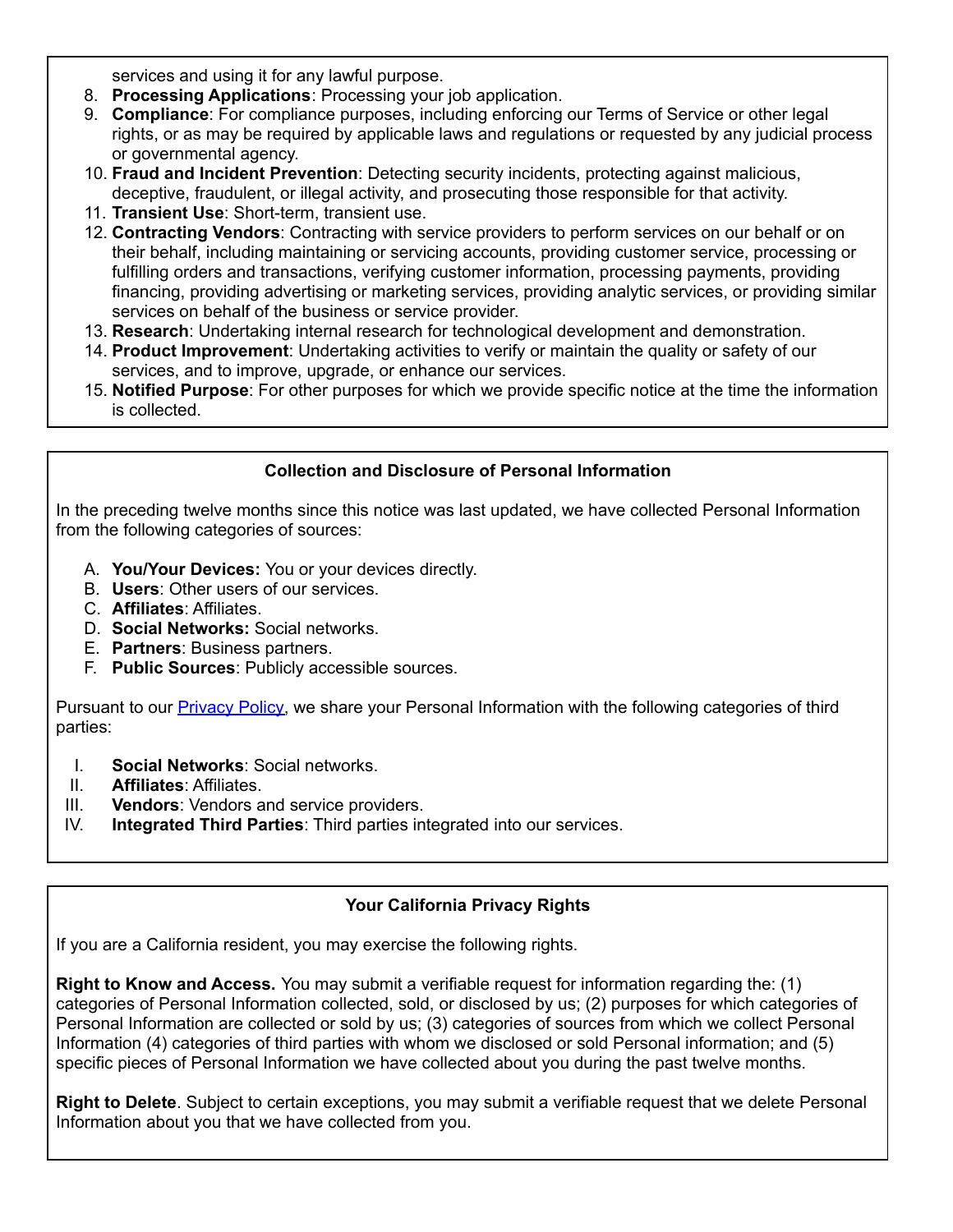services and using it for any lawful purpose.

8. **Processing Applications**: Processing your job application.
9. **Compliance**: For compliance purposes, including enforcing our Terms of Service or other legal rights, or as may be required by applicable laws and regulations or requested by any judicial process or governmental agency.
10. **Fraud and Incident Prevention**: Detecting security incidents, protecting against malicious, deceptive, fraudulent, or illegal activity, and prosecuting those responsible for that activity.
11. **Transient Use**: Short-term, transient use.
12. **Contracting Vendors**: Contracting with service providers to perform services on our behalf or on their behalf, including maintaining or servicing accounts, providing customer service, processing or fulfilling orders and transactions, verifying customer information, processing payments, providing financing, providing advertising or marketing services, providing analytic services, or providing similar services on behalf of the business or service provider.
13. **Research**: Undertaking internal research for technological development and demonstration.
14. **Product Improvement**: Undertaking activities to verify or maintain the quality or safety of our services, and to improve, upgrade, or enhance our services.
15. **Notified Purpose**: For other purposes for which we provide specific notice at the time the information is collected.

## Collection and Disclosure of Personal Information

In the preceding twelve months since this notice was last updated, we have collected Personal Information from the following categories of sources:

A. **You/Your Devices:** You or your devices directly.
B. **Users**: Other users of our services.
C. **Affiliates**: Affiliates.
D. **Social Networks:** Social networks.
E. **Partners**: Business partners.
F. **Public Sources**: Publicly accessible sources.

Pursuant to our Privacy Policy, we share your Personal Information with the following categories of third parties:

I. **Social Networks**: Social networks.
II. **Affiliates**: Affiliates.
III. **Vendors**: Vendors and service providers.
IV. **Integrated Third Parties**: Third parties integrated into our services.

## Your California Privacy Rights

If you are a California resident, you may exercise the following rights.

**Right to Know and Access.** You may submit a verifiable request for information regarding the: (1) categories of Personal Information collected, sold, or disclosed by us; (2) purposes for which categories of Personal Information are collected or sold by us; (3) categories of sources from which we collect Personal Information (4) categories of third parties with whom we disclosed or sold Personal information; and (5) specific pieces of Personal Information we have collected about you during the past twelve months.

**Right to Delete**. Subject to certain exceptions, you may submit a verifiable request that we delete Personal Information about you that we have collected from you.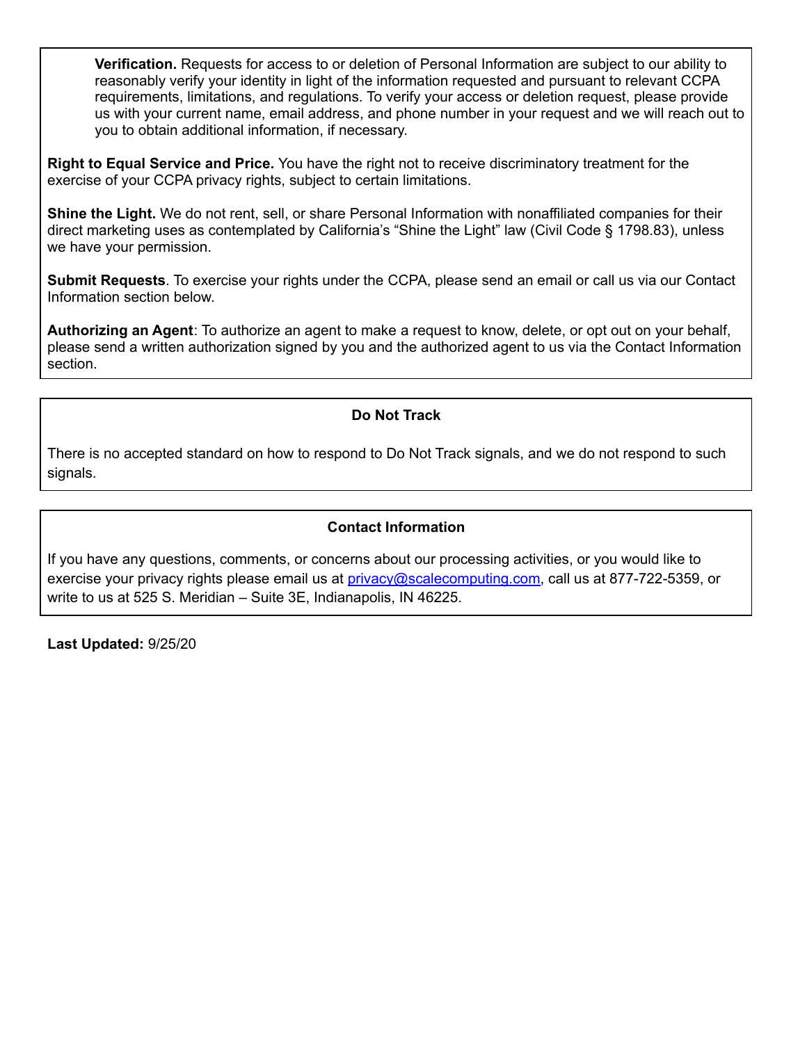**Verification.** Requests for access to or deletion of Personal Information are subject to our ability to reasonably verify your identity in light of the information requested and pursuant to relevant CCPA requirements, limitations, and regulations. To verify your access or deletion request, please provide us with your current name, email address, and phone number in your request and we will reach out to you to obtain additional information, if necessary.

**Right to Equal Service and Price.** You have the right not to receive discriminatory treatment for the exercise of your CCPA privacy rights, subject to certain limitations.

**Shine the Light.** We do not rent, sell, or share Personal Information with nonaffiliated companies for their direct marketing uses as contemplated by California's "Shine the Light" law (Civil Code § 1798.83), unless we have your permission.

**Submit Requests**. To exercise your rights under the CCPA, please send an email or call us via our Contact Information section below.

**Authorizing an Agent**: To authorize an agent to make a request to know, delete, or opt out on your behalf, please send a written authorization signed by you and the authorized agent to us via the Contact Information section.

## Do Not Track

There is no accepted standard on how to respond to Do Not Track signals, and we do not respond to such signals.

## Contact Information

If you have any questions, comments, or concerns about our processing activities, or you would like to exercise your privacy rights please email us at privacy@scalecomputing.com, call us at 877-722-5359, or write to us at 525 S. Meridian – Suite 3E, Indianapolis, IN 46225.

**Last Updated:** 9/25/20